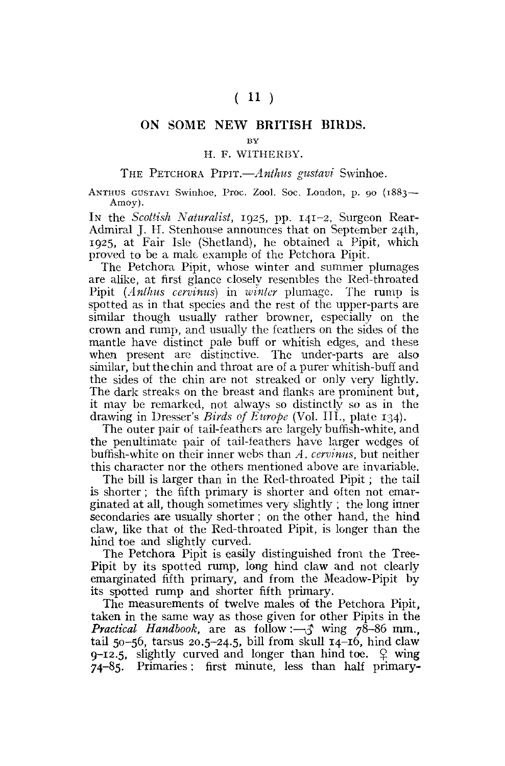# ON SOME NEW BRITISH BIRDS.

BY

H. F. WITHERBY.

## THE PETCHORA PIPIT.—*Anthus gustavi* Swinhoe.

ANTHUS GUSTAVI Swinhoe, Proc. Zool. Soc. London, p. 90 (1883—Amoy).

IN the *Scottish Naturalist*, 1925, pp. 141–2, Surgeon Rear-Admiral J. H. Stenhouse announces that on September 24th, 1925, at Fair Isle (Shetland), he obtained a Pipit, which proved to be a male example of the Petchora Pipit.

The Petchora Pipit, whose winter and summer plumages are alike, at first glance closely resembles the Red-throated Pipit (*Anthus cervinus*) in *winter* plumage. The rump is spotted as in that species and the rest of the upper-parts are similar though usually rather browner, especially on the crown and rump, and usually the feathers on the sides of the mantle have distinct pale buff or whitish edges, and these when present are distinctive. The under-parts are also similar, but the chin and throat are of a purer whitish-buff and the sides of the chin are not streaked or only very lightly. The dark streaks on the breast and flanks are prominent but, it may be remarked, not always so distinctly so as in the drawing in Dresser's *Birds of Europe* (Vol. III., plate 134).

The outer pair of tail-feathers are largely buffish-white, and the penultimate pair of tail-feathers have larger wedges of buffish-white on their inner webs than *A. cervinus*, but neither this character nor the others mentioned above are invariable.

The bill is larger than in the Red-throated Pipit; the tail is shorter; the fifth primary is shorter and often not emarginated at all, though sometimes very slightly; the long inner secondaries are usually shorter; on the other hand, the hind claw, like that of the Red-throated Pipit, is longer than the hind toe and slightly curved.

The Petchora Pipit is easily distinguished from the Tree-Pipit by its spotted rump, long hind claw and not clearly emarginated fifth primary, and from the Meadow-Pipit by its spotted rump and shorter fifth primary.

The measurements of twelve males of the Petchora Pipit, taken in the same way as those given for other Pipits in the *Practical Handbook*, are as follow:—♂ wing 78–86 mm., tail 50–56, tarsus 20.5–24.5, bill from skull 14–16, hind claw 9–12.5, slightly curved and longer than hind toe. ♀ wing 74–85. Primaries: first minute, less than half primary-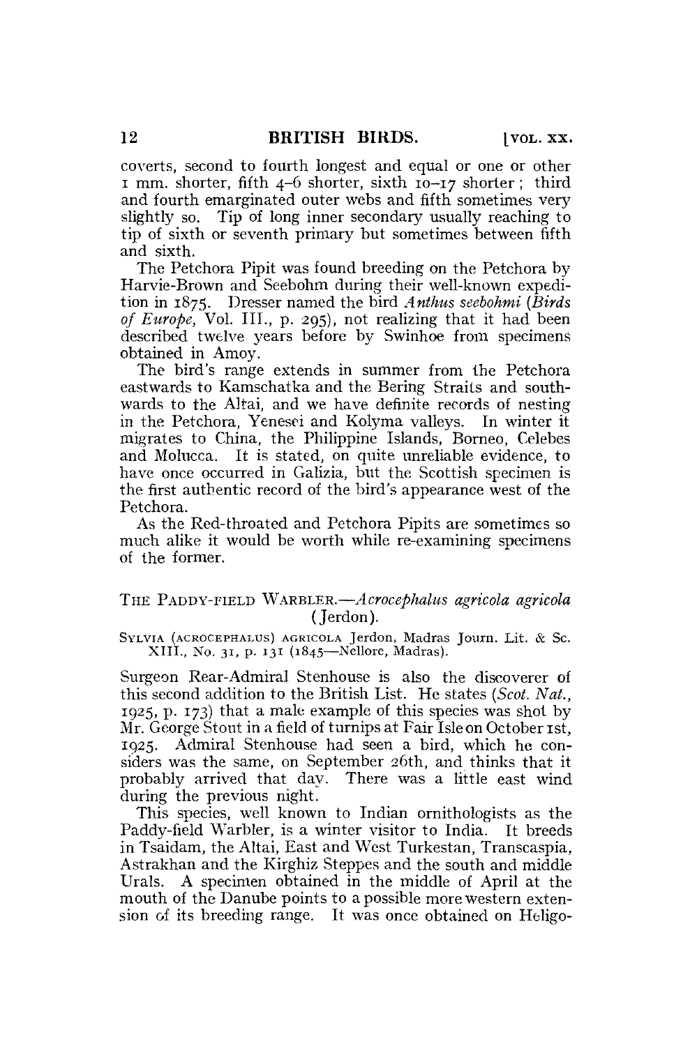coverts, second to fourth longest and equal or one or other 1 mm. shorter, fifth 4–6 shorter, sixth 10–17 shorter; third and fourth emarginated outer webs and fifth sometimes very slightly so. Tip of long inner secondary usually reaching to tip of sixth or seventh primary but sometimes between fifth and sixth.

The Petchora Pipit was found breeding on the Petchora by Harvie-Brown and Seebohm during their well-known expedition in 1875. Dresser named the bird *Anthus seebohmi* (*Birds of Europe*, Vol. III., p. 295), not realizing that it had been described twelve years before by Swinhoe from specimens obtained in Amoy.

The bird's range extends in summer from the Petchora eastwards to Kamschatka and the Bering Straits and southwards to the Altai, and we have definite records of nesting in the Petchora, Yenesei and Kolyma valleys. In winter it migrates to China, the Philippine Islands, Borneo, Celebes and Molucca. It is stated, on quite unreliable evidence, to have once occurred in Galizia, but the Scottish specimen is the first authentic record of the bird's appearance west of the Petchora.

As the Red-throated and Petchora Pipits are sometimes so much alike it would be worth while re-examining specimens of the former.

### THE PADDY-FIELD WARBLER.—*Acrocephalus agricola agricola* (Jerdon).

SYLVIA (ACROCEPHALUS) AGRICOLA Jerdon, Madras Journ. Lit. & Sc. XIII., No. 31, p. 131 (1845—Nellore, Madras).

Surgeon Rear-Admiral Stenhouse is also the discoverer of this second addition to the British List. He states (*Scot. Nat.*, 1925, p. 173) that a male example of this species was shot by Mr. George Stout in a field of turnips at Fair Isle on October 1st, 1925. Admiral Stenhouse had seen a bird, which he considers was the same, on September 26th, and thinks that it probably arrived that day. There was a little east wind during the previous night.

This species, well known to Indian ornithologists as the Paddy-field Warbler, is a winter visitor to India. It breeds in Tsaidam, the Altai, East and West Turkestan, Transcaspia, Astrakhan and the Kirghiz Steppes and the south and middle Urals. A specimen obtained in the middle of April at the mouth of the Danube points to a possible more western extension of its breeding range. It was once obtained on Heligo-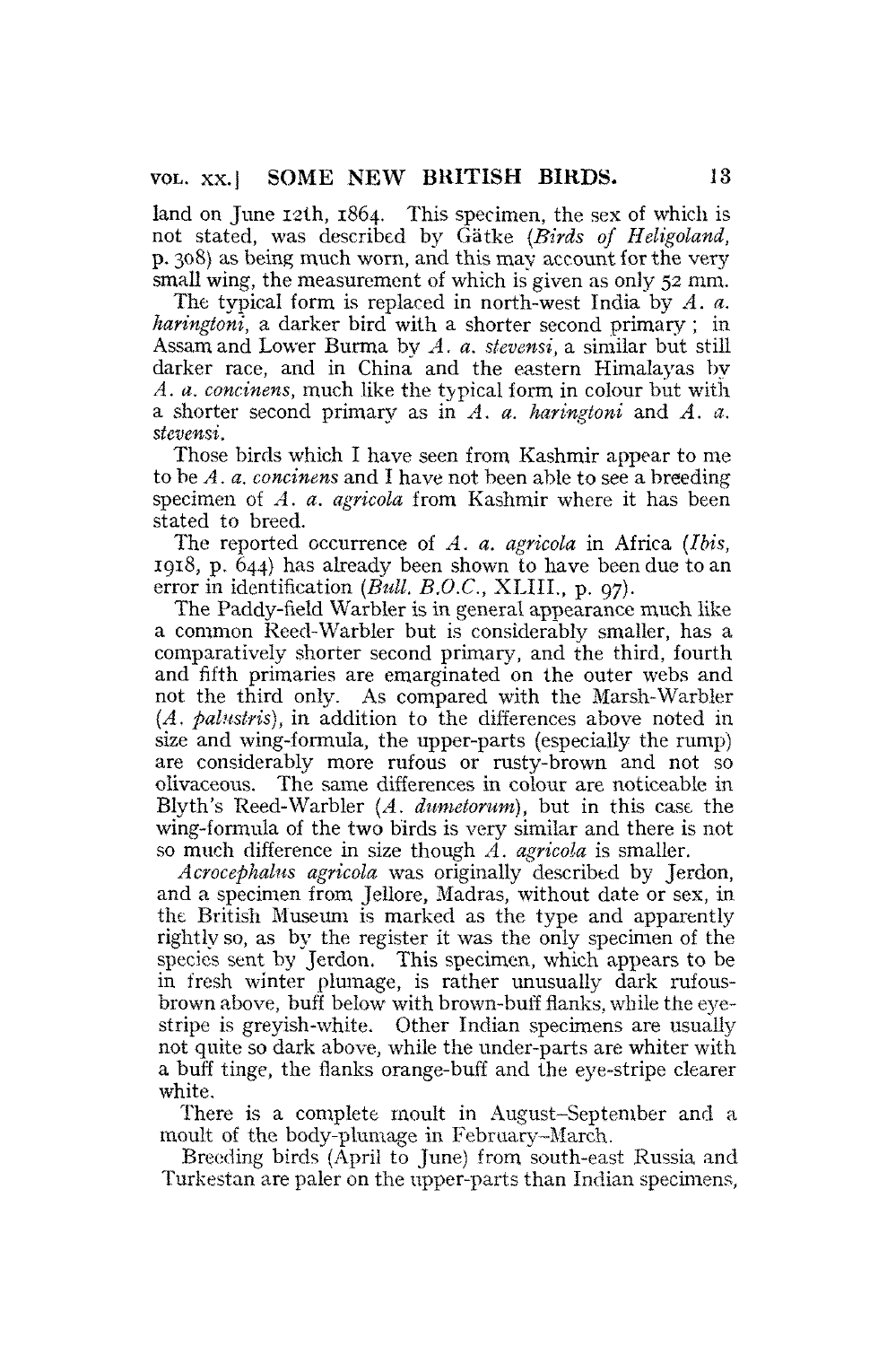land on June 12th, 1864. This specimen, the sex of which is not stated, was described by Gätke (*Birds of Heligoland*, p. 308) as being much worn, and this may account for the very small wing, the measurement of which is given as only 52 mm.

The typical form is replaced in north-west India by *A. a. haringtoni*, a darker bird with a shorter second primary; in Assam and Lower Burma by *A. a. stevensi*, a similar but still darker race, and in China and the eastern Himalayas by *A. a. concinens*, much like the typical form in colour but with a shorter second primary as in *A. a. haringtoni* and *A. a. stevensi*.

Those birds which I have seen from Kashmir appear to me to be *A. a. concinens* and I have not been able to see a breeding specimen of *A. a. agricola* from Kashmir where it has been stated to breed.

The reported occurrence of *A. a. agricola* in Africa (*Ibis*, 1918, p. 644) has already been shown to have been due to an error in identification (*Bull. B.O.C.*, XLIII., p. 97).

The Paddy-field Warbler is in general appearance much like a common Reed-Warbler but is considerably smaller, has a comparatively shorter second primary, and the third, fourth and fifth primaries are emarginated on the outer webs and not the third only. As compared with the Marsh-Warbler (*A. palustris*), in addition to the differences above noted in size and wing-formula, the upper-parts (especially the rump) are considerably more rufous or rusty-brown and not so olivaceous. The same differences in colour are noticeable in Blyth's Reed-Warbler (*A. dumetorum*), but in this case the wing-formula of the two birds is very similar and there is not so much difference in size though *A. agricola* is smaller.

*Acrocephalus agricola* was originally described by Jerdon, and a specimen from Jellore, Madras, without date or sex, in the British Museum is marked as the type and apparently rightly so, as by the register it was the only specimen of the species sent by Jerdon. This specimen, which appears to be in fresh winter plumage, is rather unusually dark rufous-brown above, buff below with brown-buff flanks, while the eye-stripe is greyish-white. Other Indian specimens are usually not quite so dark above, while the under-parts are whiter with a buff tinge, the flanks orange-buff and the eye-stripe clearer white.

There is a complete moult in August–September and a moult of the body-plumage in February–March.

Breeding birds (April to June) from south-east Russia and Turkestan are paler on the upper-parts than Indian specimens,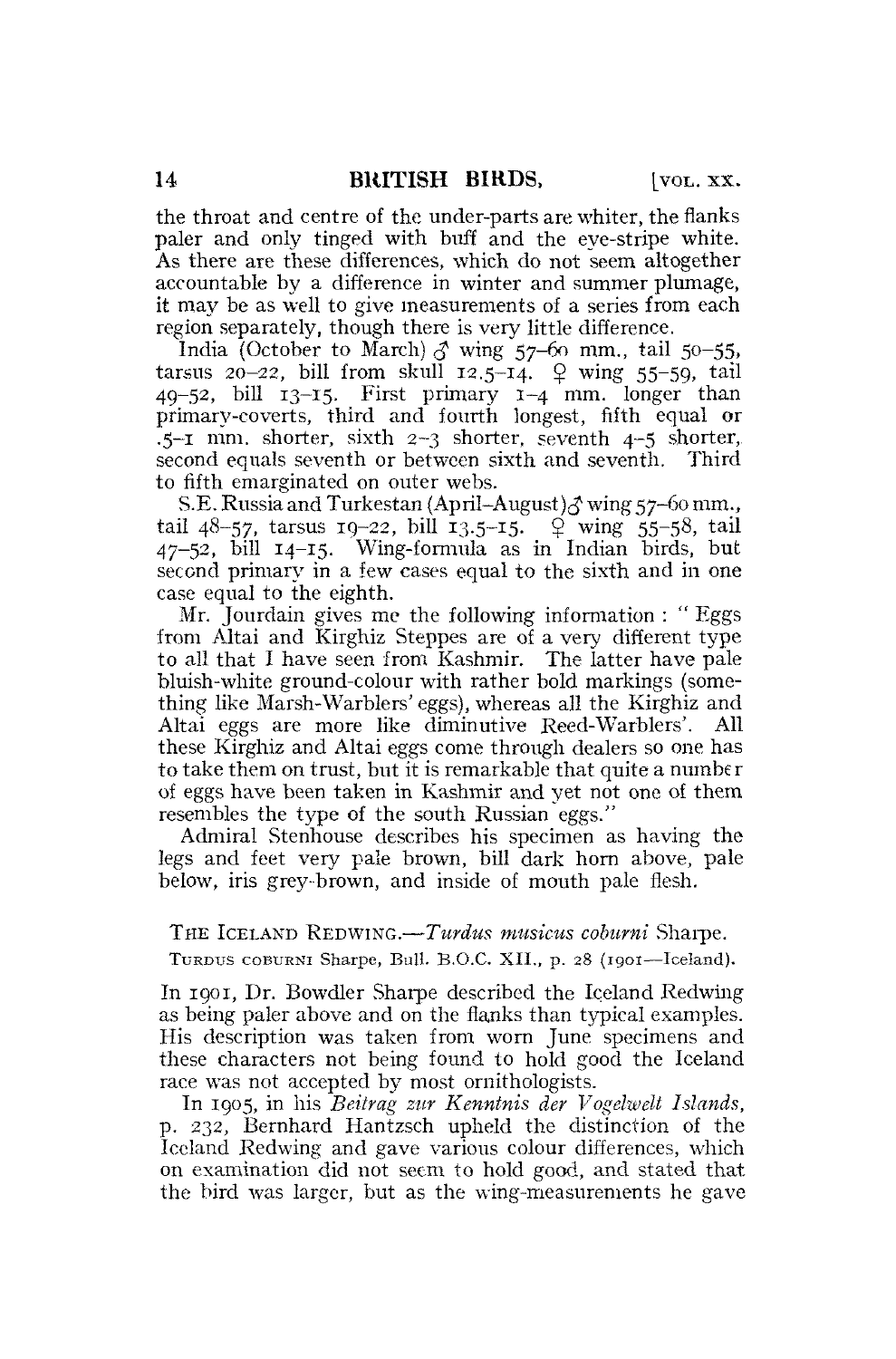the throat and centre of the under-parts are whiter, the flanks paler and only tinged with buff and the eye-stripe white. As there are these differences, which do not seem altogether accountable by a difference in winter and summer plumage, it may be as well to give measurements of a series from each region separately, though there is very little difference.

India (October to March) ♂ wing 57–60 mm., tail 50–55, tarsus 20–22, bill from skull 12.5–14. ♀ wing 55–59, tail 49–52, bill 13–15. First primary 1–4 mm. longer than primary-coverts, third and fourth longest, fifth equal or .5–1 mm. shorter, sixth 2–3 shorter, seventh 4–5 shorter, second equals seventh or between sixth and seventh. Third to fifth emarginated on outer webs.

S.E. Russia and Turkestan (April–August) ♂ wing 57–60 mm., tail 48–57, tarsus 19–22, bill 13.5–15. ♀ wing 55–58, tail 47–52, bill 14–15. Wing-formula as in Indian birds, but second primary in a few cases equal to the sixth and in one case equal to the eighth.

Mr. Jourdain gives me the following information: "Eggs from Altai and Kirghiz Steppes are of a very different type to all that I have seen from Kashmir. The latter have pale bluish-white ground-colour with rather bold markings (something like Marsh-Warblers' eggs), whereas all the Kirghiz and Altai eggs are more like diminutive Reed-Warblers'. All these Kirghiz and Altai eggs come through dealers so one has to take them on trust, but it is remarkable that quite a number of eggs have been taken in Kashmir and yet not one of them resembles the type of the south Russian eggs."

Admiral Stenhouse describes his specimen as having the legs and feet very pale brown, bill dark horn above, pale below, iris grey-brown, and inside of mouth pale flesh.

THE ICELAND REDWING.—*Turdus musicus coburni* Sharpe.
TURDUS COBURNI Sharpe, Bull. B.O.C. XII., p. 28 (1901—Iceland).

In 1901, Dr. Bowdler Sharpe described the Iceland Redwing as being paler above and on the flanks than typical examples. His description was taken from worn June specimens and these characters not being found to hold good the Iceland race was not accepted by most ornithologists.

In 1905, in his *Beitrag zur Kenntnis der Vogelwelt Islands*, p. 232, Bernhard Hantzsch upheld the distinction of the Iceland Redwing and gave various colour differences, which on examination did not seem to hold good, and stated that the bird was larger, but as the wing-measurements he gave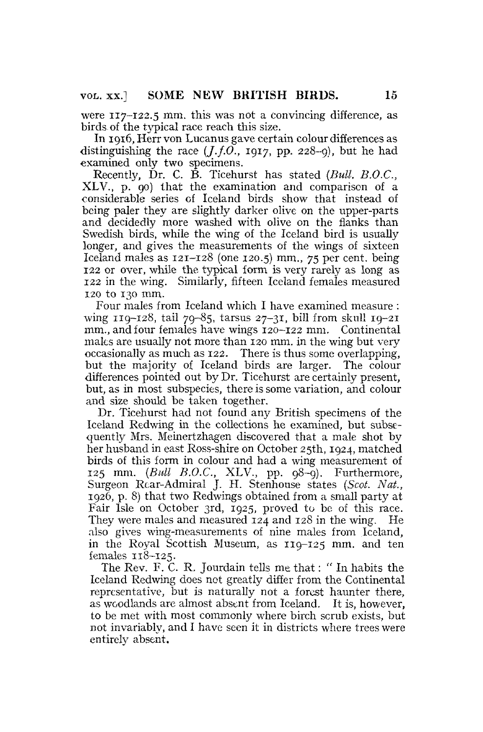were 117–122.5 mm. this was not a convincing difference, as birds of the typical race reach this size.

In 1916, Herr von Lucanus gave certain colour differences as distinguishing the race (*J.f.O.*, 1917, pp. 228–9), but he had examined only two specimens.

Recently, Dr. C. B. Ticehurst has stated (*Bull. B.O.C.*, XLV., p. 90) that the examination and comparison of a considerable series of Iceland birds show that instead of being paler they are slightly darker olive on the upper-parts and decidedly more washed with olive on the flanks than Swedish birds, while the wing of the Iceland bird is usually longer, and gives the measurements of the wings of sixteen Iceland males as 121–128 (one 120.5) mm., 75 per cent. being 122 or over, while the typical form is very rarely as long as 122 in the wing. Similarly, fifteen Iceland females measured 120 to 130 mm.

Four males from Iceland which I have examined measure: wing 119–128, tail 79–85, tarsus 27–31, bill from skull 19–21 mm., and four females have wings 120–122 mm. Continental males are usually not more than 120 mm. in the wing but very occasionally as much as 122. There is thus some overlapping, but the majority of Iceland birds are larger. The colour differences pointed out by Dr. Ticehurst are certainly present, but, as in most subspecies, there is some variation, and colour and size should be taken together.

Dr. Ticehurst had not found any British specimens of the Iceland Redwing in the collections he examined, but subsequently Mrs. Meinertzhagen discovered that a male shot by her husband in east Ross-shire on October 25th, 1924, matched birds of this form in colour and had a wing measurement of 125 mm. (*Bull B.O.C.*, XLV., pp. 98–9). Furthermore, Surgeon Rear-Admiral J. H. Stenhouse states (*Scot. Nat.*, 1926, p. 8) that two Redwings obtained from a small party at Fair Isle on October 3rd, 1925, proved to be of this race. They were males and measured 124 and 128 in the wing. He also gives wing-measurements of nine males from Iceland, in the Royal Scottish Museum, as 119–125 mm. and ten females 118–125.

The Rev. F. C. R. Jourdain tells me that: " In habits the Iceland Redwing does not greatly differ from the Continental representative, but is naturally not a forest haunter there, as woodlands are almost absent from Iceland. It is, however, to be met with most commonly where birch scrub exists, but not invariably, and I have seen it in districts where trees were entirely absent.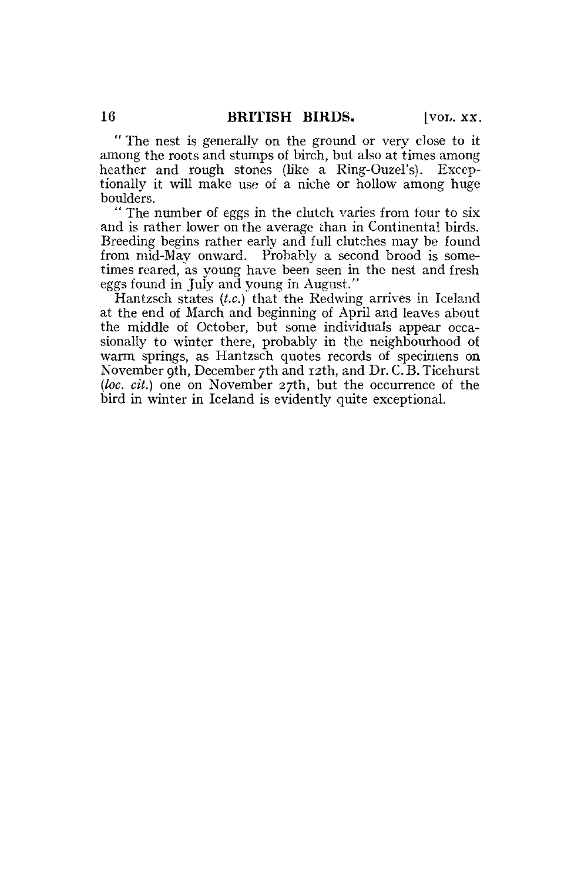"The nest is generally on the ground or very close to it among the roots and stumps of birch, but also at times among heather and rough stones (like a Ring-Ouzel's). Exceptionally it will make use of a niche or hollow among huge boulders.

"The number of eggs in the clutch varies from four to six and is rather lower on the average than in Continental birds. Breeding begins rather early and full clutches may be found from mid-May onward. Probably a second brood is sometimes reared, as young have been seen in the nest and fresh eggs found in July and young in August."

Hantzsch states (*t.c.*) that the Redwing arrives in Iceland at the end of March and beginning of April and leaves about the middle of October, but some individuals appear occasionally to winter there, probably in the neighbourhood of warm springs, as Hantzsch quotes records of specimens on November 9th, December 7th and 12th, and Dr. C. B. Ticehurst (*loc. cit.*) one on November 27th, but the occurrence of the bird in winter in Iceland is evidently quite exceptional.